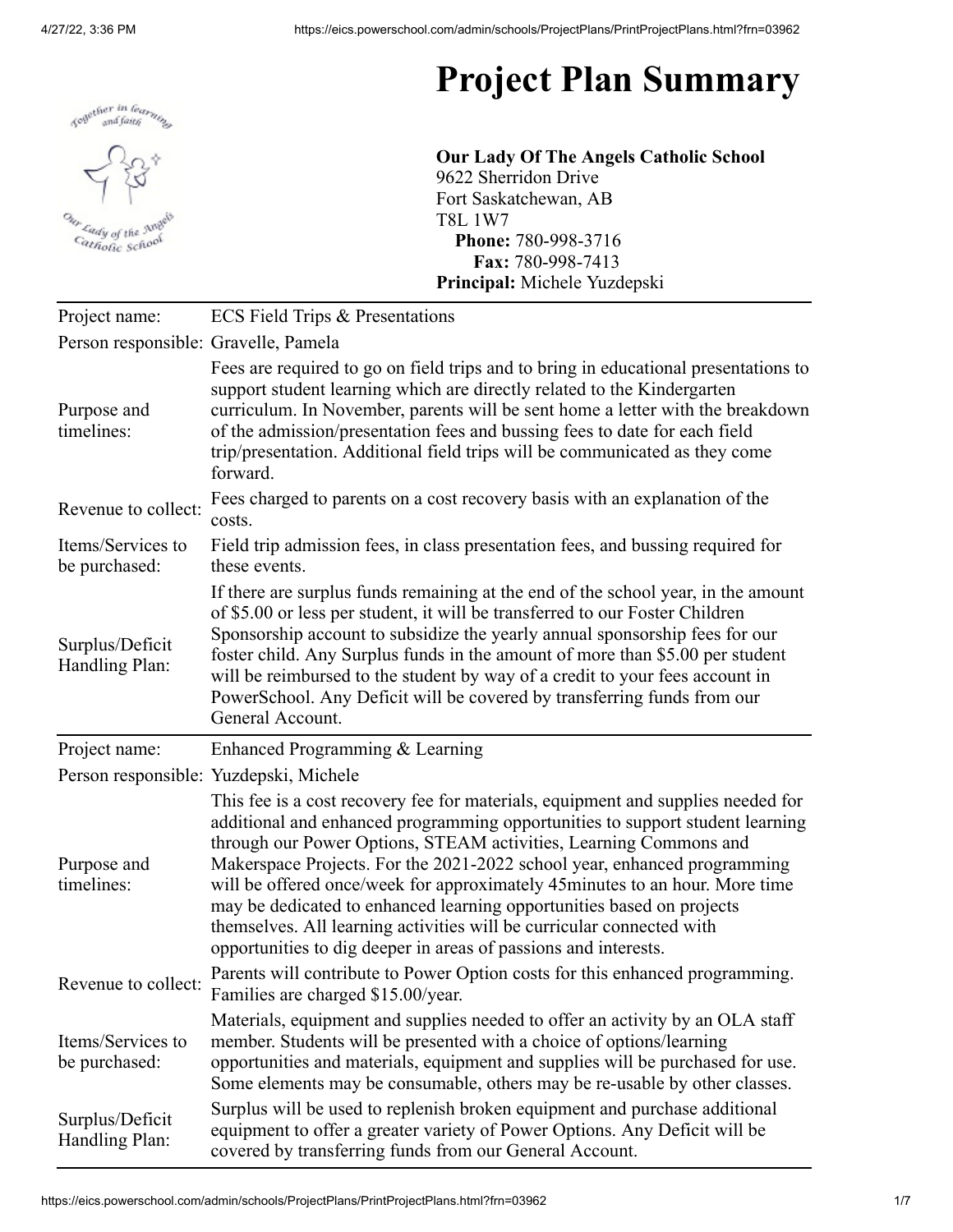# Project Plan Summary

**Our Lady Of The Angels Catholic School**
9622 Sherridon Drive
Fort Saskatchewan, AB
T8L 1W7
**Phone:** 780-998-3716
**Fax:** 780-998-7413
**Principal:** Michele Yuzdepski

| | |
|---|---|
| Project name: | ECS Field Trips & Presentations |
| Person responsible: | Gravelle, Pamela |
| Purpose and timelines: | Fees are required to go on field trips and to bring in educational presentations to support student learning which are directly related to the Kindergarten curriculum. In November, parents will be sent home a letter with the breakdown of the admission/presentation fees and bussing fees to date for each field trip/presentation. Additional field trips will be communicated as they come forward. |
| Revenue to collect: | Fees charged to parents on a cost recovery basis with an explanation of the costs. |
| Items/Services to be purchased: | Field trip admission fees, in class presentation fees, and bussing required for these events. |
| Surplus/Deficit Handling Plan: | If there are surplus funds remaining at the end of the school year, in the amount of $5.00 or less per student, it will be transferred to our Foster Children Sponsorship account to subsidize the yearly annual sponsorship fees for our foster child. Any Surplus funds in the amount of more than $5.00 per student will be reimbursed to the student by way of a credit to your fees account in PowerSchool. Any Deficit will be covered by transferring funds from our General Account. |

| | |
|---|---|
| Project name: | Enhanced Programming & Learning |
| Person responsible: | Yuzdepski, Michele |
| Purpose and timelines: | This fee is a cost recovery fee for materials, equipment and supplies needed for additional and enhanced programming opportunities to support student learning through our Power Options, STEAM activities, Learning Commons and Makerspace Projects. For the 2021-2022 school year, enhanced programming will be offered once/week for approximately 45minutes to an hour. More time may be dedicated to enhanced learning opportunities based on projects themselves. All learning activities will be curricular connected with opportunities to dig deeper in areas of passions and interests. |
| Revenue to collect: | Parents will contribute to Power Option costs for this enhanced programming. Families are charged $15.00/year. |
| Items/Services to be purchased: | Materials, equipment and supplies needed to offer an activity by an OLA staff member. Students will be presented with a choice of options/learning opportunities and materials, equipment and supplies will be purchased for use. Some elements may be consumable, others may be re-usable by other classes. |
| Surplus/Deficit Handling Plan: | Surplus will be used to replenish broken equipment and purchase additional equipment to offer a greater variety of Power Options. Any Deficit will be covered by transferring funds from our General Account. |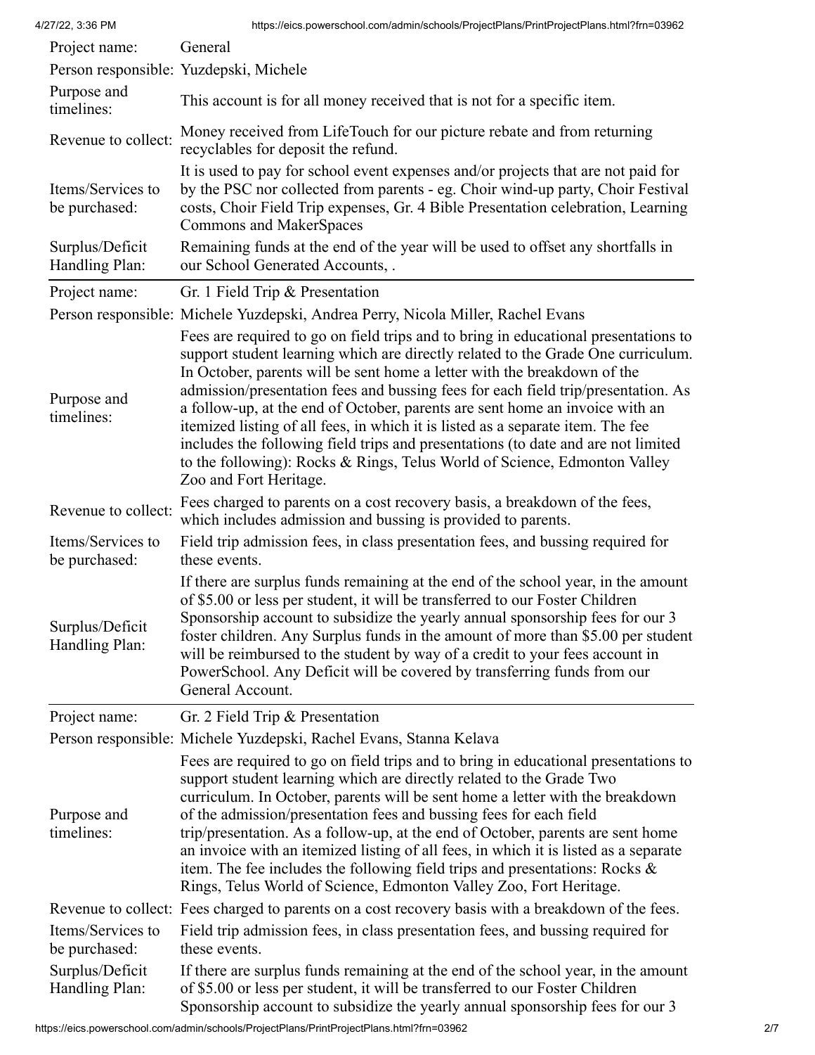| Project name: | General |
|---|---|
| Person responsible: | Yuzdepski, Michele |
| Purpose and timelines: | This account is for all money received that is not for a specific item. |
| Revenue to collect: | Money received from LifeTouch for our picture rebate and from returning recyclables for deposit the refund. |
| Items/Services to be purchased: | It is used to pay for school event expenses and/or projects that are not paid for by the PSC nor collected from parents - eg. Choir wind-up party, Choir Festival costs, Choir Field Trip expenses, Gr. 4 Bible Presentation celebration, Learning Commons and MakerSpaces |
| Surplus/Deficit Handling Plan: | Remaining funds at the end of the year will be used to offset any shortfalls in our School Generated Accounts, . |

| Project name: | Gr. 1 Field Trip & Presentation |
|---|---|
| Person responsible: | Michele Yuzdepski, Andrea Perry, Nicola Miller, Rachel Evans |
| Purpose and timelines: | Fees are required to go on field trips and to bring in educational presentations to support student learning which are directly related to the Grade One curriculum. In October, parents will be sent home a letter with the breakdown of the admission/presentation fees and bussing fees for each field trip/presentation. As a follow-up, at the end of October, parents are sent home an invoice with an itemized listing of all fees, in which it is listed as a separate item. The fee includes the following field trips and presentations (to date and are not limited to the following): Rocks & Rings, Telus World of Science, Edmonton Valley Zoo and Fort Heritage. |
| Revenue to collect: | Fees charged to parents on a cost recovery basis, a breakdown of the fees, which includes admission and bussing is provided to parents. |
| Items/Services to be purchased: | Field trip admission fees, in class presentation fees, and bussing required for these events. |
| Surplus/Deficit Handling Plan: | If there are surplus funds remaining at the end of the school year, in the amount of $5.00 or less per student, it will be transferred to our Foster Children Sponsorship account to subsidize the yearly annual sponsorship fees for our 3 foster children. Any Surplus funds in the amount of more than $5.00 per student will be reimbursed to the student by way of a credit to your fees account in PowerSchool. Any Deficit will be covered by transferring funds from our General Account. |

| Project name: | Gr. 2 Field Trip & Presentation |
|---|---|
| Person responsible: | Michele Yuzdepski, Rachel Evans, Stanna Kelava |
| Purpose and timelines: | Fees are required to go on field trips and to bring in educational presentations to support student learning which are directly related to the Grade Two curriculum. In October, parents will be sent home a letter with the breakdown of the admission/presentation fees and bussing fees for each field trip/presentation. As a follow-up, at the end of October, parents are sent home an invoice with an itemized listing of all fees, in which it is listed as a separate item. The fee includes the following field trips and presentations: Rocks & Rings, Telus World of Science, Edmonton Valley Zoo, Fort Heritage. |
| Revenue to collect: | Fees charged to parents on a cost recovery basis with a breakdown of the fees. |
| Items/Services to be purchased: | Field trip admission fees, in class presentation fees, and bussing required for these events. |
| Surplus/Deficit Handling Plan: | If there are surplus funds remaining at the end of the school year, in the amount of $5.00 or less per student, it will be transferred to our Foster Children Sponsorship account to subsidize the yearly annual sponsorship fees for our 3 |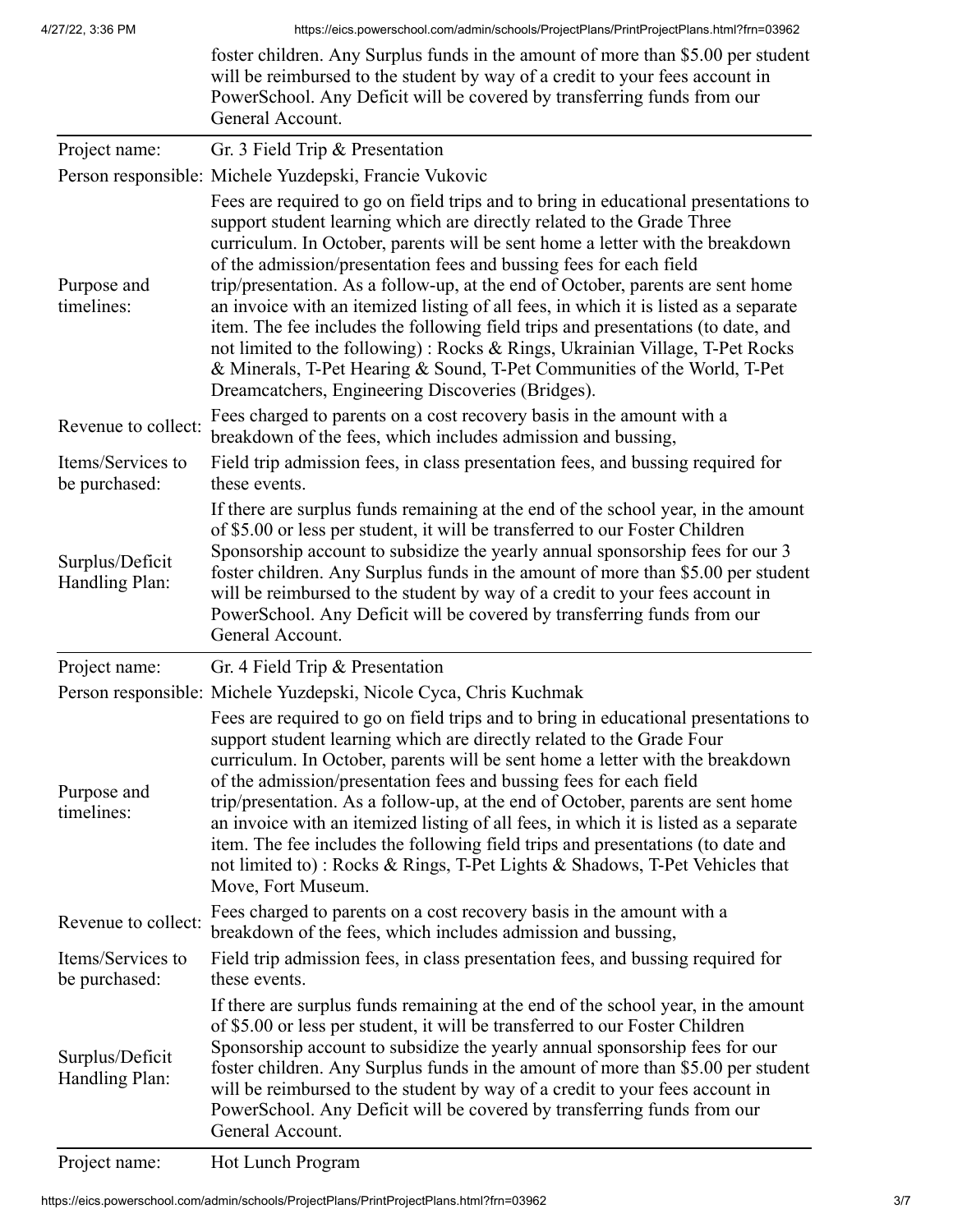foster children. Any Surplus funds in the amount of more than $5.00 per student will be reimbursed to the student by way of a credit to your fees account in PowerSchool. Any Deficit will be covered by transferring funds from our General Account.

| | |
|---|---|
| Project name: | Gr. 3 Field Trip & Presentation |
| Person responsible: | Michele Yuzdepski, Francie Vukovic |
| Purpose and timelines: | Fees are required to go on field trips and to bring in educational presentations to support student learning which are directly related to the Grade Three curriculum. In October, parents will be sent home a letter with the breakdown of the admission/presentation fees and bussing fees for each field trip/presentation. As a follow-up, at the end of October, parents are sent home an invoice with an itemized listing of all fees, in which it is listed as a separate item. The fee includes the following field trips and presentations (to date, and not limited to the following) : Rocks & Rings, Ukrainian Village, T-Pet Rocks & Minerals, T-Pet Hearing & Sound, T-Pet Communities of the World, T-Pet Dreamcatchers, Engineering Discoveries (Bridges). |
| Revenue to collect: | Fees charged to parents on a cost recovery basis in the amount with a breakdown of the fees, which includes admission and bussing, |
| Items/Services to be purchased: | Field trip admission fees, in class presentation fees, and bussing required for these events. |
| Surplus/Deficit Handling Plan: | If there are surplus funds remaining at the end of the school year, in the amount of $5.00 or less per student, it will be transferred to our Foster Children Sponsorship account to subsidize the yearly annual sponsorship fees for our 3 foster children. Any Surplus funds in the amount of more than $5.00 per student will be reimbursed to the student by way of a credit to your fees account in PowerSchool. Any Deficit will be covered by transferring funds from our General Account. |

| | |
|---|---|
| Project name: | Gr. 4 Field Trip & Presentation |
| Person responsible: | Michele Yuzdepski, Nicole Cyca, Chris Kuchmak |
| Purpose and timelines: | Fees are required to go on field trips and to bring in educational presentations to support student learning which are directly related to the Grade Four curriculum. In October, parents will be sent home a letter with the breakdown of the admission/presentation fees and bussing fees for each field trip/presentation. As a follow-up, at the end of October, parents are sent home an invoice with an itemized listing of all fees, in which it is listed as a separate item. The fee includes the following field trips and presentations (to date and not limited to) : Rocks & Rings, T-Pet Lights & Shadows, T-Pet Vehicles that Move, Fort Museum. |
| Revenue to collect: | Fees charged to parents on a cost recovery basis in the amount with a breakdown of the fees, which includes admission and bussing, |
| Items/Services to be purchased: | Field trip admission fees, in class presentation fees, and bussing required for these events. |
| Surplus/Deficit Handling Plan: | If there are surplus funds remaining at the end of the school year, in the amount of $5.00 or less per student, it will be transferred to our Foster Children Sponsorship account to subsidize the yearly annual sponsorship fees for our foster children. Any Surplus funds in the amount of more than $5.00 per student will be reimbursed to the student by way of a credit to your fees account in PowerSchool. Any Deficit will be covered by transferring funds from our General Account. |

| | |
|---|---|
| Project name: | Hot Lunch Program |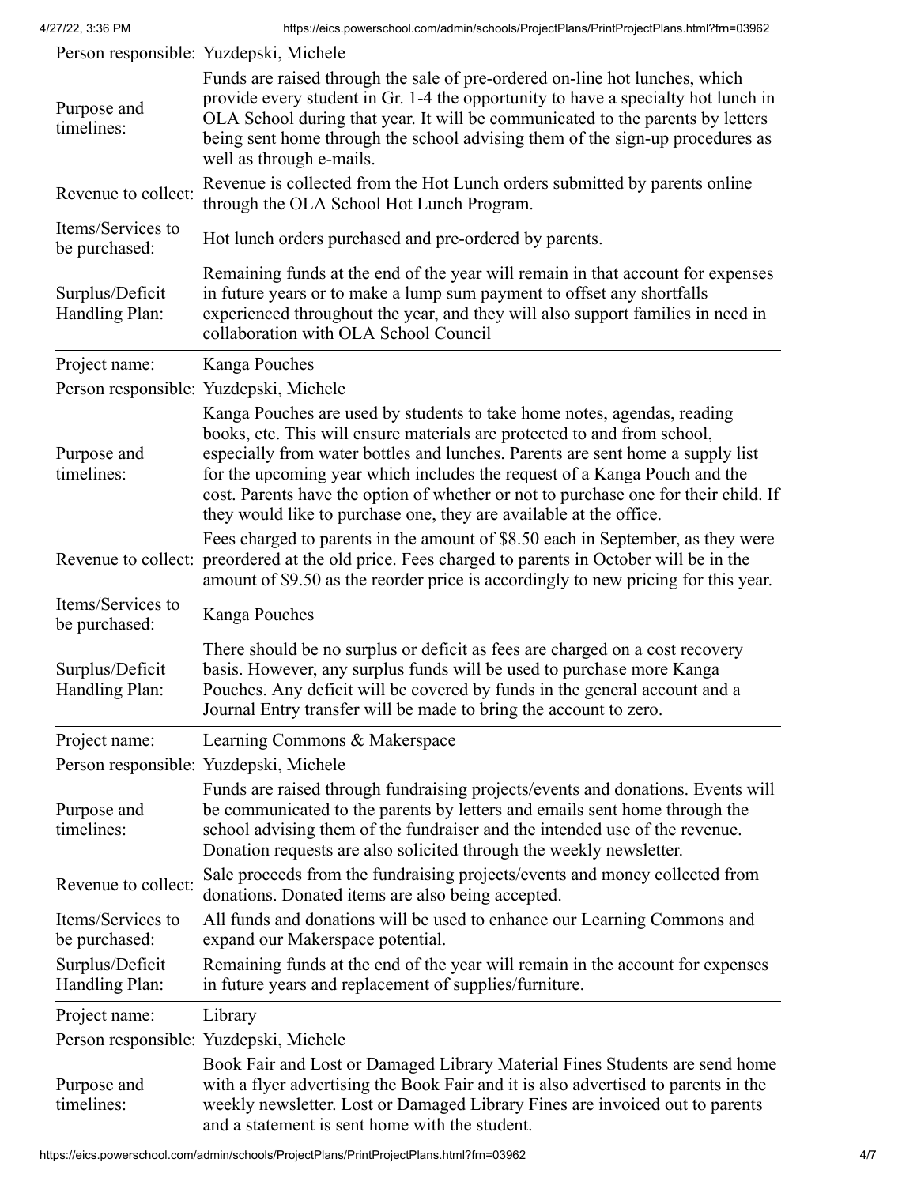| | |
|---|---|
| Person responsible: | Yuzdepski, Michele |
| Purpose and timelines: | Funds are raised through the sale of pre-ordered on-line hot lunches, which provide every student in Gr. 1-4 the opportunity to have a specialty hot lunch in OLA School during that year. It will be communicated to the parents by letters being sent home through the school advising them of the sign-up procedures as well as through e-mails. |
| Revenue to collect: | Revenue is collected from the Hot Lunch orders submitted by parents online through the OLA School Hot Lunch Program. |
| Items/Services to be purchased: | Hot lunch orders purchased and pre-ordered by parents. |
| Surplus/Deficit Handling Plan: | Remaining funds at the end of the year will remain in that account for expenses in future years or to make a lump sum payment to offset any shortfalls experienced throughout the year, and they will also support families in need in collaboration with OLA School Council |

| | |
|---|---|
| Project name: | Kanga Pouches |
| Person responsible: | Yuzdepski, Michele |
| Purpose and timelines: | Kanga Pouches are used by students to take home notes, agendas, reading books, etc. This will ensure materials are protected to and from school, especially from water bottles and lunches. Parents are sent home a supply list for the upcoming year which includes the request of a Kanga Pouch and the cost. Parents have the option of whether or not to purchase one for their child. If they would like to purchase one, they are available at the office. |
| Revenue to collect: | Fees charged to parents in the amount of $8.50 each in September, as they were preordered at the old price. Fees charged to parents in October will be in the amount of $9.50 as the reorder price is accordingly to new pricing for this year. |
| Items/Services to be purchased: | Kanga Pouches |
| Surplus/Deficit Handling Plan: | There should be no surplus or deficit as fees are charged on a cost recovery basis. However, any surplus funds will be used to purchase more Kanga Pouches. Any deficit will be covered by funds in the general account and a Journal Entry transfer will be made to bring the account to zero. |

| | |
|---|---|
| Project name: | Learning Commons & Makerspace |
| Person responsible: | Yuzdepski, Michele |
| Purpose and timelines: | Funds are raised through fundraising projects/events and donations. Events will be communicated to the parents by letters and emails sent home through the school advising them of the fundraiser and the intended use of the revenue. Donation requests are also solicited through the weekly newsletter. |
| Revenue to collect: | Sale proceeds from the fundraising projects/events and money collected from donations. Donated items are also being accepted. |
| Items/Services to be purchased: | All funds and donations will be used to enhance our Learning Commons and expand our Makerspace potential. |
| Surplus/Deficit Handling Plan: | Remaining funds at the end of the year will remain in the account for expenses in future years and replacement of supplies/furniture. |

| | |
|---|---|
| Project name: | Library |
| Person responsible: | Yuzdepski, Michele |
| Purpose and timelines: | Book Fair and Lost or Damaged Library Material Fines Students are send home with a flyer advertising the Book Fair and it is also advertised to parents in the weekly newsletter. Lost or Damaged Library Fines are invoiced out to parents and a statement is sent home with the student. |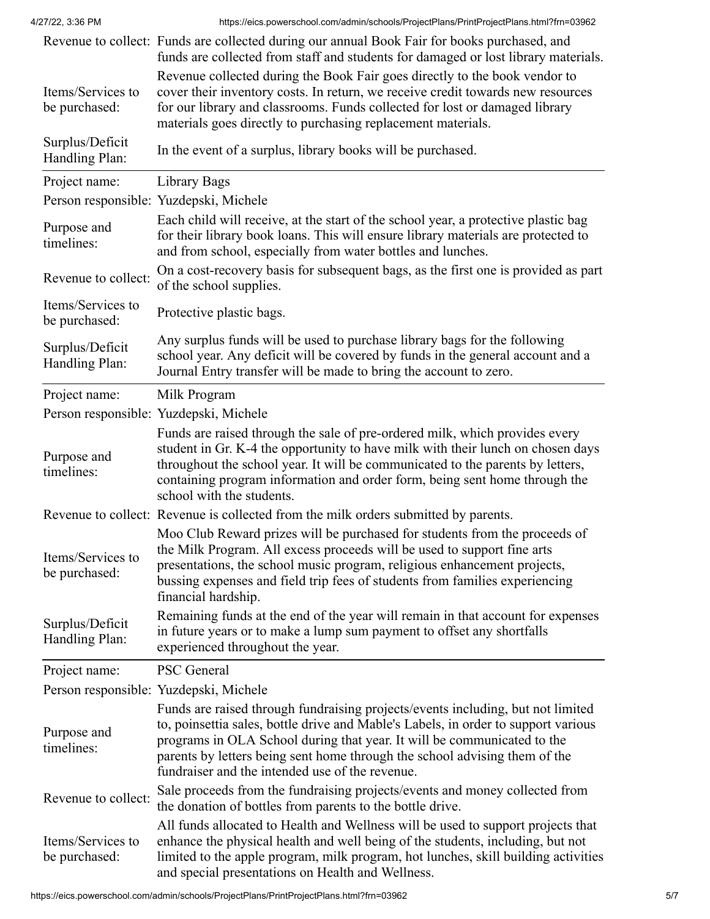| | |
|---|---|
| Revenue to collect: | Funds are collected during our annual Book Fair for books purchased, and funds are collected from staff and students for damaged or lost library materials. |
| Items/Services to be purchased: | Revenue collected during the Book Fair goes directly to the book vendor to cover their inventory costs. In return, we receive credit towards new resources for our library and classrooms. Funds collected for lost or damaged library materials goes directly to purchasing replacement materials. |
| Surplus/Deficit Handling Plan: | In the event of a surplus, library books will be purchased. |

| | |
|---|---|
| Project name: | Library Bags |
| Person responsible: | Yuzdepski, Michele |
| Purpose and timelines: | Each child will receive, at the start of the school year, a protective plastic bag for their library book loans. This will ensure library materials are protected to and from school, especially from water bottles and lunches. |
| Revenue to collect: | On a cost-recovery basis for subsequent bags, as the first one is provided as part of the school supplies. |
| Items/Services to be purchased: | Protective plastic bags. |
| Surplus/Deficit Handling Plan: | Any surplus funds will be used to purchase library bags for the following school year. Any deficit will be covered by funds in the general account and a Journal Entry transfer will be made to bring the account to zero. |

| | |
|---|---|
| Project name: | Milk Program |
| Person responsible: | Yuzdepski, Michele |
| Purpose and timelines: | Funds are raised through the sale of pre-ordered milk, which provides every student in Gr. K-4 the opportunity to have milk with their lunch on chosen days throughout the school year. It will be communicated to the parents by letters, containing program information and order form, being sent home through the school with the students. |
| Revenue to collect: | Revenue is collected from the milk orders submitted by parents. |
| Items/Services to be purchased: | Moo Club Reward prizes will be purchased for students from the proceeds of the Milk Program. All excess proceeds will be used to support fine arts presentations, the school music program, religious enhancement projects, bussing expenses and field trip fees of students from families experiencing financial hardship. |
| Surplus/Deficit Handling Plan: | Remaining funds at the end of the year will remain in that account for expenses in future years or to make a lump sum payment to offset any shortfalls experienced throughout the year. |

| | |
|---|---|
| Project name: | PSC General |
| Person responsible: | Yuzdepski, Michele |
| Purpose and timelines: | Funds are raised through fundraising projects/events including, but not limited to, poinsettia sales, bottle drive and Mable's Labels, in order to support various programs in OLA School during that year. It will be communicated to the parents by letters being sent home through the school advising them of the fundraiser and the intended use of the revenue. |
| Revenue to collect: | Sale proceeds from the fundraising projects/events and money collected from the donation of bottles from parents to the bottle drive. |
| Items/Services to be purchased: | All funds allocated to Health and Wellness will be used to support projects that enhance the physical health and well being of the students, including, but not limited to the apple program, milk program, hot lunches, skill building activities and special presentations on Health and Wellness. |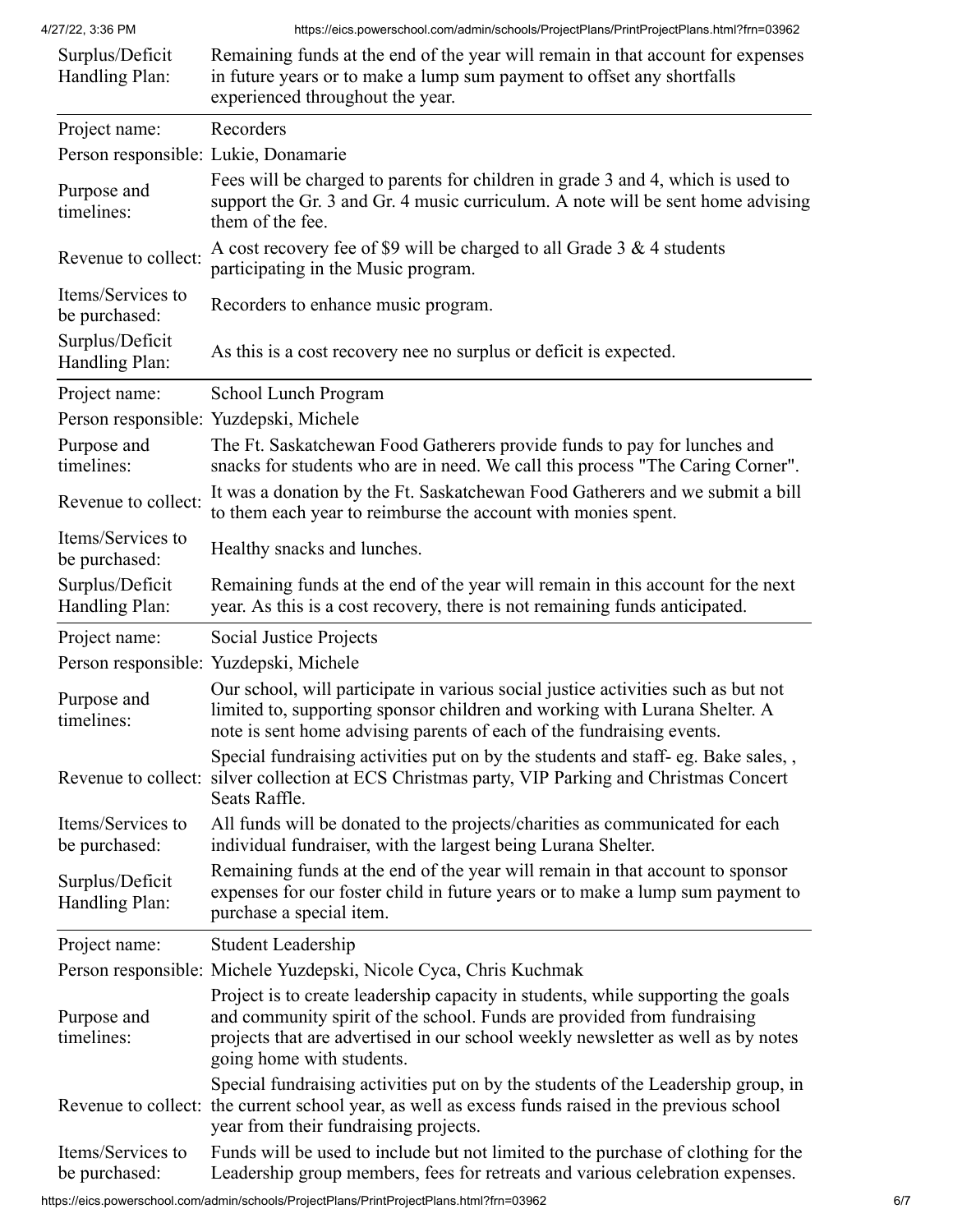| | |
|---|---|
| Surplus/Deficit Handling Plan: | Remaining funds at the end of the year will remain in that account for expenses in future years or to make a lump sum payment to offset any shortfalls experienced throughout the year. |

| | |
|---|---|
| Project name: | Recorders |
| Person responsible: | Lukie, Donamarie |
| Purpose and timelines: | Fees will be charged to parents for children in grade 3 and 4, which is used to support the Gr. 3 and Gr. 4 music curriculum. A note will be sent home advising them of the fee. |
| Revenue to collect: | A cost recovery fee of $9 will be charged to all Grade 3 & 4 students participating in the Music program. |
| Items/Services to be purchased: | Recorders to enhance music program. |
| Surplus/Deficit Handling Plan: | As this is a cost recovery nee no surplus or deficit is expected. |

| | |
|---|---|
| Project name: | School Lunch Program |
| Person responsible: | Yuzdepski, Michele |
| Purpose and timelines: | The Ft. Saskatchewan Food Gatherers provide funds to pay for lunches and snacks for students who are in need. We call this process "The Caring Corner". |
| Revenue to collect: | It was a donation by the Ft. Saskatchewan Food Gatherers and we submit a bill to them each year to reimburse the account with monies spent. |
| Items/Services to be purchased: | Healthy snacks and lunches. |
| Surplus/Deficit Handling Plan: | Remaining funds at the end of the year will remain in this account for the next year. As this is a cost recovery, there is not remaining funds anticipated. |

| | |
|---|---|
| Project name: | Social Justice Projects |
| Person responsible: | Yuzdepski, Michele |
| Purpose and timelines: | Our school, will participate in various social justice activities such as but not limited to, supporting sponsor children and working with Lurana Shelter. A note is sent home advising parents of each of the fundraising events. |
| Revenue to collect: | Special fundraising activities put on by the students and staff- eg. Bake sales, , silver collection at ECS Christmas party, VIP Parking and Christmas Concert Seats Raffle. |
| Items/Services to be purchased: | All funds will be donated to the projects/charities as communicated for each individual fundraiser, with the largest being Lurana Shelter. |
| Surplus/Deficit Handling Plan: | Remaining funds at the end of the year will remain in that account to sponsor expenses for our foster child in future years or to make a lump sum payment to purchase a special item. |

| | |
|---|---|
| Project name: | Student Leadership |
| Person responsible: | Michele Yuzdepski, Nicole Cyca, Chris Kuchmak |
| Purpose and timelines: | Project is to create leadership capacity in students, while supporting the goals and community spirit of the school. Funds are provided from fundraising projects that are advertised in our school weekly newsletter as well as by notes going home with students. |
| Revenue to collect: | Special fundraising activities put on by the students of the Leadership group, in the current school year, as well as excess funds raised in the previous school year from their fundraising projects. |
| Items/Services to be purchased: | Funds will be used to include but not limited to the purchase of clothing for the Leadership group members, fees for retreats and various celebration expenses. |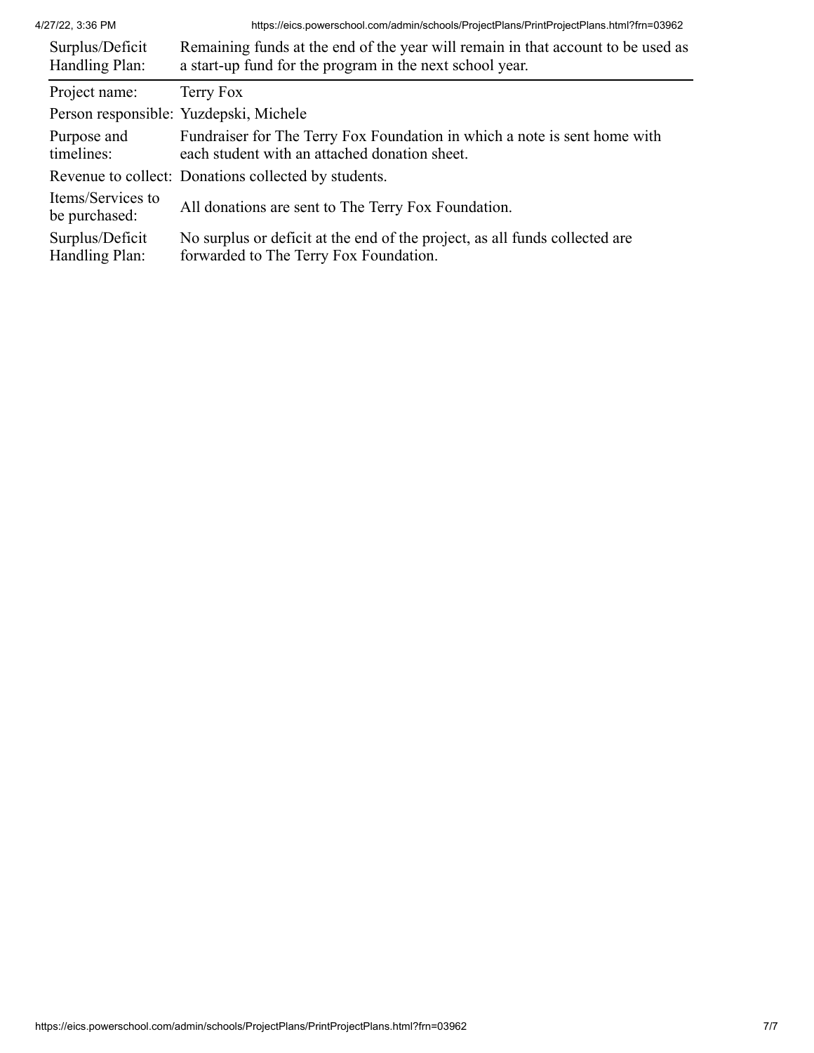| | |
|---|---|
| Surplus/Deficit Handling Plan: | Remaining funds at the end of the year will remain in that account to be used as a start-up fund for the program in the next school year. |

| | |
|---|---|
| Project name: | Terry Fox |
| Person responsible: | Yuzdepski, Michele |
| Purpose and timelines: | Fundraiser for The Terry Fox Foundation in which a note is sent home with each student with an attached donation sheet. |
| Revenue to collect: | Donations collected by students. |
| Items/Services to be purchased: | All donations are sent to The Terry Fox Foundation. |
| Surplus/Deficit Handling Plan: | No surplus or deficit at the end of the project, as all funds collected are forwarded to The Terry Fox Foundation. |